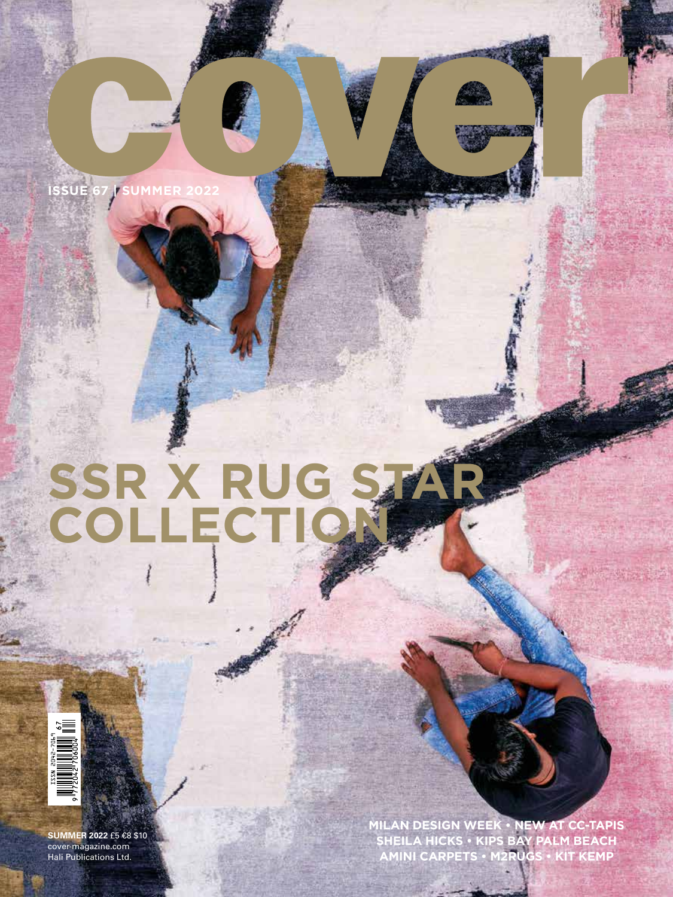# cover

ISSUE 67 | SUMMER 2022

## SSR X RUG STAR COLLECTION

ISSN 2042-7069

SUMMER 2022 £5 €8 $10
cover-magazine.com
Hali Publications Ltd.

MILAN DESIGN WEEK • NEW AT CC-TAPIS
SHEILA HICKS • KIPS BAY PALM BEACH
AMINI CARPETS • M2RUGS • KIT KEMP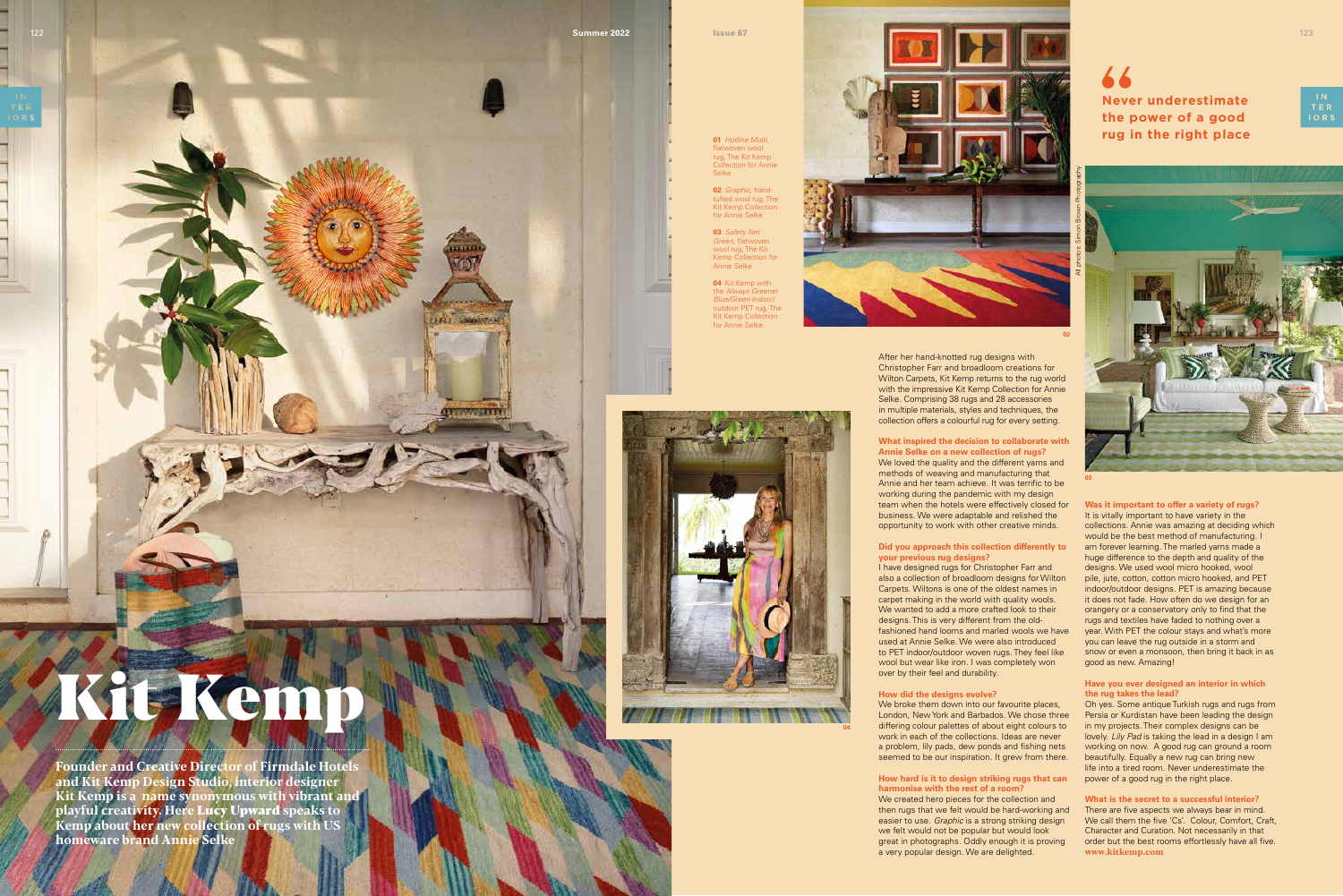# Kit Kemp

**Founder and Creative Director of Firmdale Hotels and Kit Kemp Design Studio, interior designer Kit Kemp is a name synonymous with vibrant and playful creativity. Here Lucy Upward speaks to Kemp about her new collection of rugs with US homeware brand Annie Selke**

**01** *Hotline Multi*, flatwoven wool rug, The Kit Kemp Collection for Annie Selke

**02** *Graphic*, hand-tufted wool rug, The Kit Kemp Collection for Annie Selke

**03** *Safety Net Green*, flatwoven wool rug, The Kit Kemp Collection for Annie Selke

**04** Kit Kemp with the *Always Greener Blue/Green* indoor/outdoor PET rug, The Kit Kemp Collection for Annie Selke

All photos: Simon Brown Photography

After her hand-knotted rug designs with Christopher Farr and broadloom creations for Wilton Carpets, Kit Kemp returns to the rug world with the impressive Kit Kemp Collection for Annie Selke. Comprising 38 rugs and 28 accessories in multiple materials, styles and techniques, the collection offers a colourful rug for every setting.

**What inspired the decision to collaborate with Annie Selke on a new collection of rugs?**

We loved the quality and the different yarns and methods of weaving and manufacturing that Annie and her team achieve. It was terrific to be working during the pandemic with my design team when the hotels were effectively closed for business. We were adaptable and relished the opportunity to work with other creative minds.

**Did you approach this collection differently to your previous rug designs?**

I have designed rugs for Christopher Farr and also a collection of broadloom designs for Wilton Carpets. Wiltons is one of the oldest names in carpet making in the world with quality wools. We wanted to add a more crafted look to their designs. This is very different from the old-fashioned hand looms and marled wools we have used at Annie Selke. We were also introduced to PET indoor/outdoor woven rugs. They feel like wool but wear like iron. I was completely won over by their feel and durability.

**How did the designs evolve?**

We broke them down into our favourite places, London, New York and Barbados. We chose three differing colour palettes of about eight colours to work in each of the collections. Ideas are never a problem, lily pads, dew ponds and fishing nets seemed to be our inspiration. It grew from there.

**How hard is it to design striking rugs that can harmonise with the rest of a room?**

We created hero pieces for the collection and then rugs that we felt would be hard-working and easier to use. *Graphic* is a strong striking design we felt would not be popular but would look great in photographs. Oddly enough it is proving a very popular design. We are delighted.

> **Never underestimate the power of a good rug in the right place**

**Was it important to offer a variety of rugs?**

It is vitally important to have variety in the collections. Annie was amazing at deciding which would be the best method of manufacturing. I am forever learning. The marled yarns made a huge difference to the depth and quality of the designs. We used wool micro hooked, wool pile, jute, cotton, cotton micro hooked, and PET indoor/outdoor designs. PET is amazing because it does not fade. How often do we design for an orangery or a conservatory only to find that the rugs and textiles have faded to nothing over a year. With PET the colour stays and what's more you can leave the rug outside in a storm and snow or even a monsoon, then bring it back in as good as new. Amazing!

**Have you ever designed an interior in which the rug takes the lead?**

Oh yes. Some antique Turkish rugs and rugs from Persia or Kurdistan have been leading the design in my projects. Their complex designs can be lovely. *Lily Pad* is taking the lead in a design I am working on now. A good rug can ground a room beautifully. Equally a new rug can bring new life into a tired room. Never underestimate the power of a good rug in the right place.

**What is the secret to a successful interior?**

There are five aspects we always bear in mind. We call them the five 'Cs'. Colour, Comfort, Craft, Character and Curation. Not necessarily in that order but the best rooms effortlessly have all five.

**www.kitkemp.com**